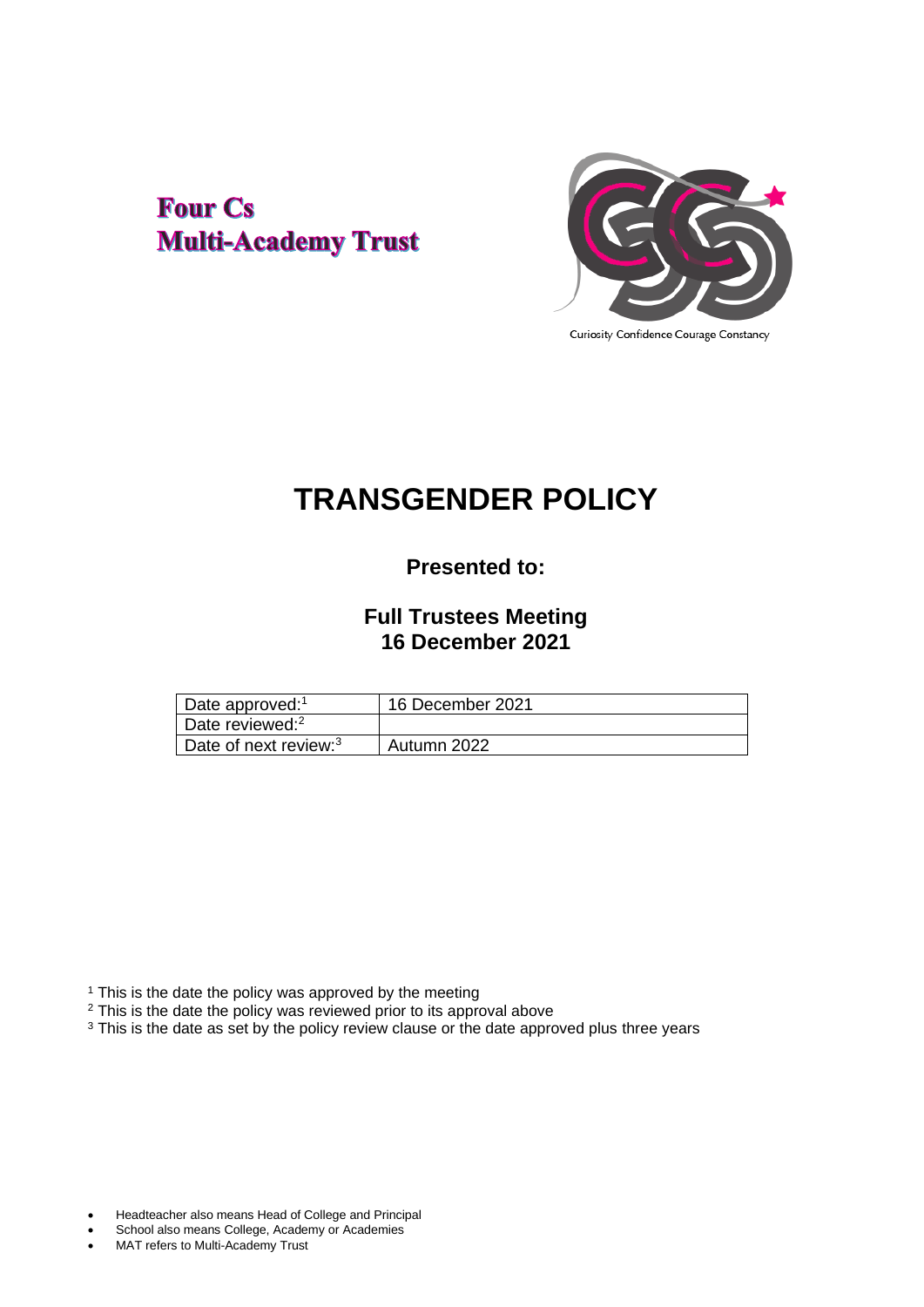**Four Cs**
**Multi-Academy Trust**

Curiosity Confidence Courage Constancy

# TRANSGENDER POLICY

**Presented to:**

**Full Trustees Meeting**
**16 December 2021**

| Date approved:[1] | 16 December 2021 |
|---|---|
| Date reviewed:[2] | |
| Date of next review:[3] | Autumn 2022 |

[1] This is the date the policy was approved by the meeting
[2] This is the date the policy was reviewed prior to its approval above
[3] This is the date as set by the policy review clause or the date approved plus three years

- Headteacher also means Head of College and Principal
- School also means College, Academy or Academies
- MAT refers to Multi-Academy Trust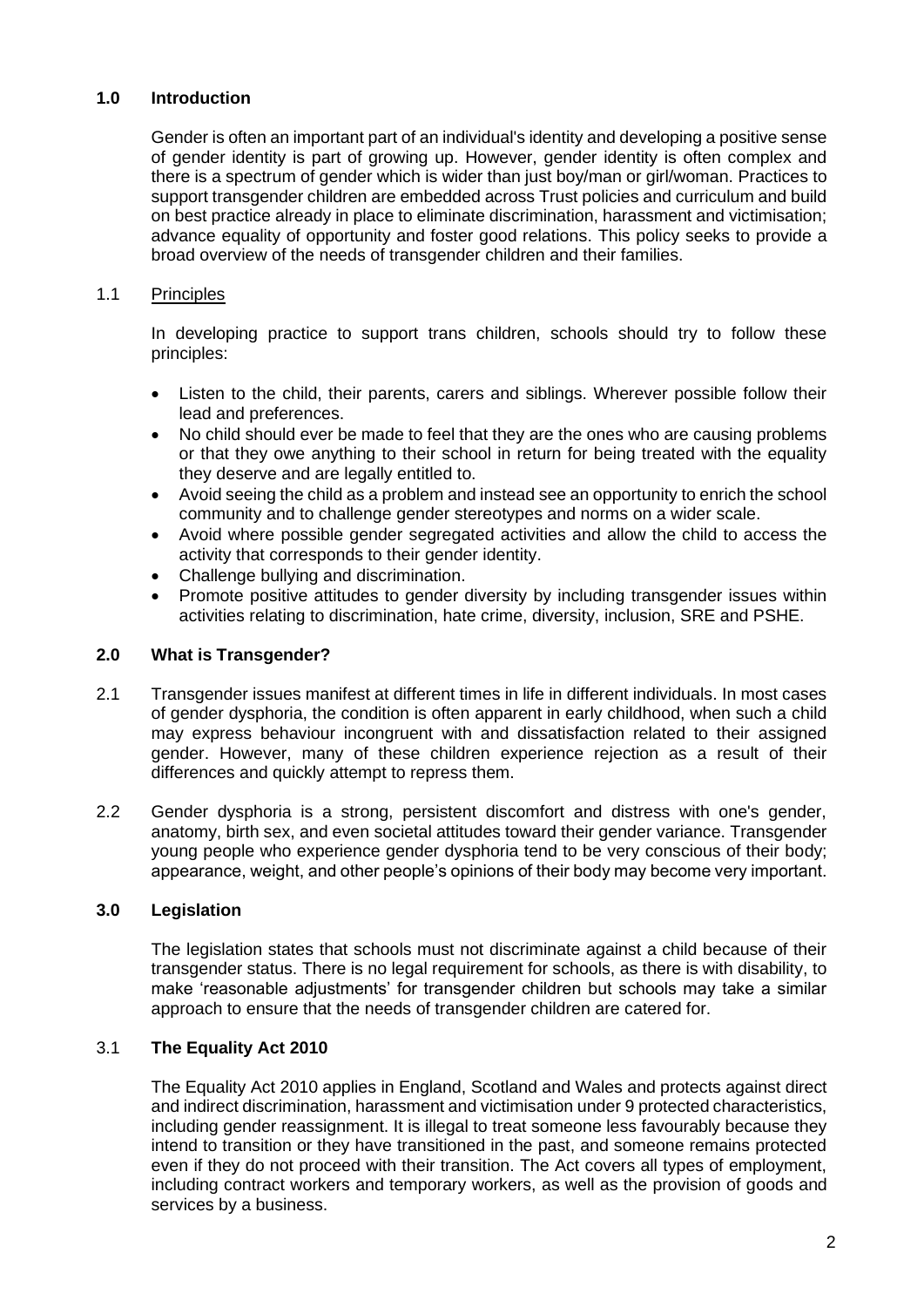## 1.0 Introduction

Gender is often an important part of an individual's identity and developing a positive sense of gender identity is part of growing up. However, gender identity is often complex and there is a spectrum of gender which is wider than just boy/man or girl/woman. Practices to support transgender children are embedded across Trust policies and curriculum and build on best practice already in place to eliminate discrimination, harassment and victimisation; advance equality of opportunity and foster good relations. This policy seeks to provide a broad overview of the needs of transgender children and their families.

### 1.1 Principles

In developing practice to support trans children, schools should try to follow these principles:

- Listen to the child, their parents, carers and siblings. Wherever possible follow their lead and preferences.
- No child should ever be made to feel that they are the ones who are causing problems or that they owe anything to their school in return for being treated with the equality they deserve and are legally entitled to.
- Avoid seeing the child as a problem and instead see an opportunity to enrich the school community and to challenge gender stereotypes and norms on a wider scale.
- Avoid where possible gender segregated activities and allow the child to access the activity that corresponds to their gender identity.
- Challenge bullying and discrimination.
- Promote positive attitudes to gender diversity by including transgender issues within activities relating to discrimination, hate crime, diversity, inclusion, SRE and PSHE.

## 2.0 What is Transgender?

2.1 Transgender issues manifest at different times in life in different individuals. In most cases of gender dysphoria, the condition is often apparent in early childhood, when such a child may express behaviour incongruent with and dissatisfaction related to their assigned gender. However, many of these children experience rejection as a result of their differences and quickly attempt to repress them.

2.2 Gender dysphoria is a strong, persistent discomfort and distress with one's gender, anatomy, birth sex, and even societal attitudes toward their gender variance. Transgender young people who experience gender dysphoria tend to be very conscious of their body; appearance, weight, and other people's opinions of their body may become very important.

## 3.0 Legislation

The legislation states that schools must not discriminate against a child because of their transgender status. There is no legal requirement for schools, as there is with disability, to make 'reasonable adjustments' for transgender children but schools may take a similar approach to ensure that the needs of transgender children are catered for.

### 3.1 The Equality Act 2010

The Equality Act 2010 applies in England, Scotland and Wales and protects against direct and indirect discrimination, harassment and victimisation under 9 protected characteristics, including gender reassignment. It is illegal to treat someone less favourably because they intend to transition or they have transitioned in the past, and someone remains protected even if they do not proceed with their transition. The Act covers all types of employment, including contract workers and temporary workers, as well as the provision of goods and services by a business.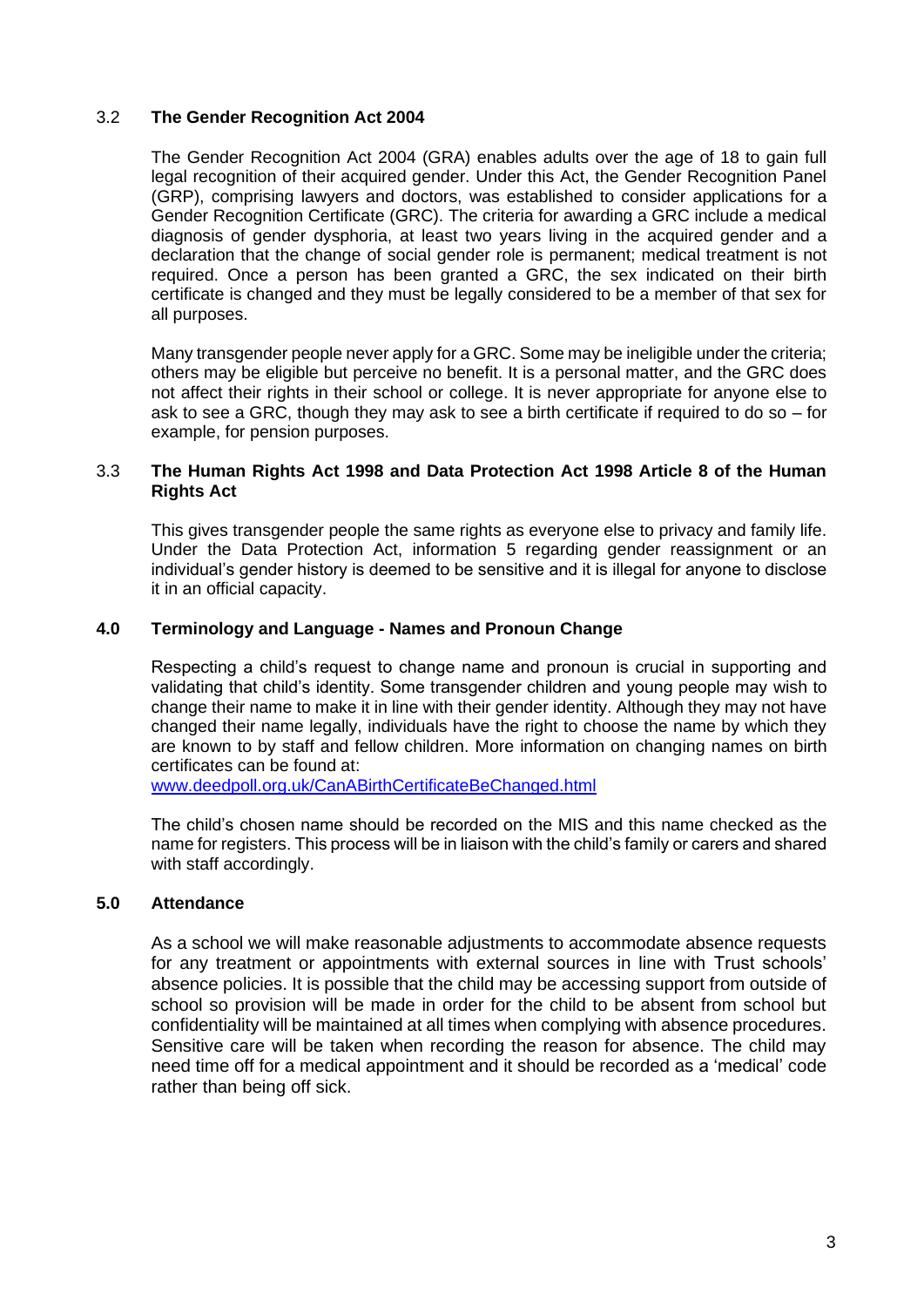### 3.2 The Gender Recognition Act 2004

The Gender Recognition Act 2004 (GRA) enables adults over the age of 18 to gain full legal recognition of their acquired gender. Under this Act, the Gender Recognition Panel (GRP), comprising lawyers and doctors, was established to consider applications for a Gender Recognition Certificate (GRC). The criteria for awarding a GRC include a medical diagnosis of gender dysphoria, at least two years living in the acquired gender and a declaration that the change of social gender role is permanent; medical treatment is not required. Once a person has been granted a GRC, the sex indicated on their birth certificate is changed and they must be legally considered to be a member of that sex for all purposes.

Many transgender people never apply for a GRC. Some may be ineligible under the criteria; others may be eligible but perceive no benefit. It is a personal matter, and the GRC does not affect their rights in their school or college. It is never appropriate for anyone else to ask to see a GRC, though they may ask to see a birth certificate if required to do so – for example, for pension purposes.

### 3.3 The Human Rights Act 1998 and Data Protection Act 1998 Article 8 of the Human Rights Act

This gives transgender people the same rights as everyone else to privacy and family life. Under the Data Protection Act, information 5 regarding gender reassignment or an individual's gender history is deemed to be sensitive and it is illegal for anyone to disclose it in an official capacity.

## 4.0 Terminology and Language - Names and Pronoun Change

Respecting a child's request to change name and pronoun is crucial in supporting and validating that child's identity. Some transgender children and young people may wish to change their name to make it in line with their gender identity. Although they may not have changed their name legally, individuals have the right to choose the name by which they are known to by staff and fellow children. More information on changing names on birth certificates can be found at:
[www.deedpoll.org.uk/CanABirthCertificateBeChanged.html](www.deedpoll.org.uk/CanABirthCertificateBeChanged.html)

The child's chosen name should be recorded on the MIS and this name checked as the name for registers. This process will be in liaison with the child's family or carers and shared with staff accordingly.

## 5.0 Attendance

As a school we will make reasonable adjustments to accommodate absence requests for any treatment or appointments with external sources in line with Trust schools' absence policies. It is possible that the child may be accessing support from outside of school so provision will be made in order for the child to be absent from school but confidentiality will be maintained at all times when complying with absence procedures. Sensitive care will be taken when recording the reason for absence. The child may need time off for a medical appointment and it should be recorded as a 'medical' code rather than being off sick.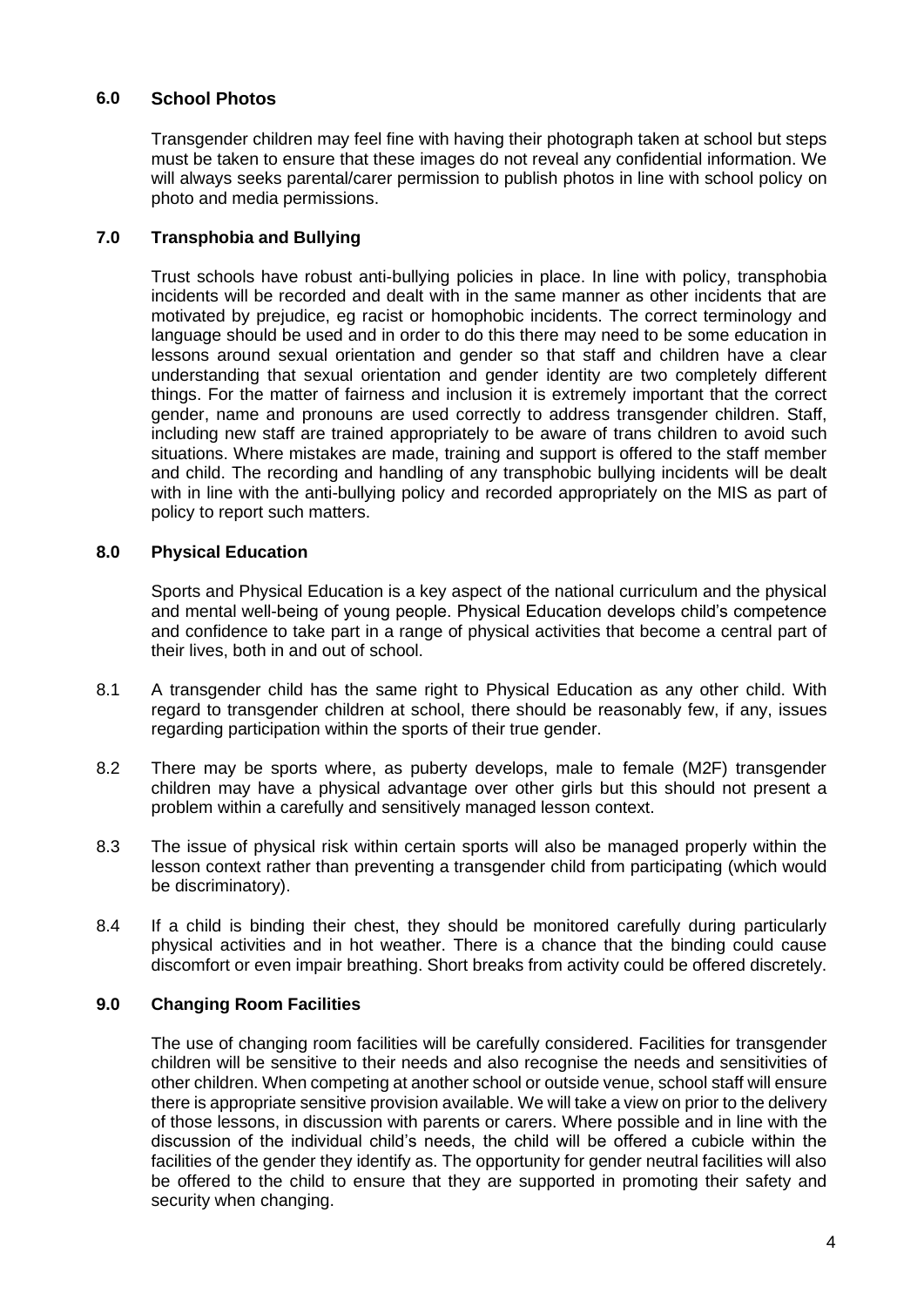## 6.0 School Photos

Transgender children may feel fine with having their photograph taken at school but steps must be taken to ensure that these images do not reveal any confidential information. We will always seeks parental/carer permission to publish photos in line with school policy on photo and media permissions.

## 7.0 Transphobia and Bullying

Trust schools have robust anti-bullying policies in place. In line with policy, transphobia incidents will be recorded and dealt with in the same manner as other incidents that are motivated by prejudice, eg racist or homophobic incidents. The correct terminology and language should be used and in order to do this there may need to be some education in lessons around sexual orientation and gender so that staff and children have a clear understanding that sexual orientation and gender identity are two completely different things. For the matter of fairness and inclusion it is extremely important that the correct gender, name and pronouns are used correctly to address transgender children. Staff, including new staff are trained appropriately to be aware of trans children to avoid such situations. Where mistakes are made, training and support is offered to the staff member and child. The recording and handling of any transphobic bullying incidents will be dealt with in line with the anti-bullying policy and recorded appropriately on the MIS as part of policy to report such matters.

## 8.0 Physical Education

Sports and Physical Education is a key aspect of the national curriculum and the physical and mental well-being of young people. Physical Education develops child's competence and confidence to take part in a range of physical activities that become a central part of their lives, both in and out of school.

8.1 A transgender child has the same right to Physical Education as any other child. With regard to transgender children at school, there should be reasonably few, if any, issues regarding participation within the sports of their true gender.

8.2 There may be sports where, as puberty develops, male to female (M2F) transgender children may have a physical advantage over other girls but this should not present a problem within a carefully and sensitively managed lesson context.

8.3 The issue of physical risk within certain sports will also be managed properly within the lesson context rather than preventing a transgender child from participating (which would be discriminatory).

8.4 If a child is binding their chest, they should be monitored carefully during particularly physical activities and in hot weather. There is a chance that the binding could cause discomfort or even impair breathing. Short breaks from activity could be offered discretely.

## 9.0 Changing Room Facilities

The use of changing room facilities will be carefully considered. Facilities for transgender children will be sensitive to their needs and also recognise the needs and sensitivities of other children. When competing at another school or outside venue, school staff will ensure there is appropriate sensitive provision available. We will take a view on prior to the delivery of those lessons, in discussion with parents or carers. Where possible and in line with the discussion of the individual child's needs, the child will be offered a cubicle within the facilities of the gender they identify as. The opportunity for gender neutral facilities will also be offered to the child to ensure that they are supported in promoting their safety and security when changing.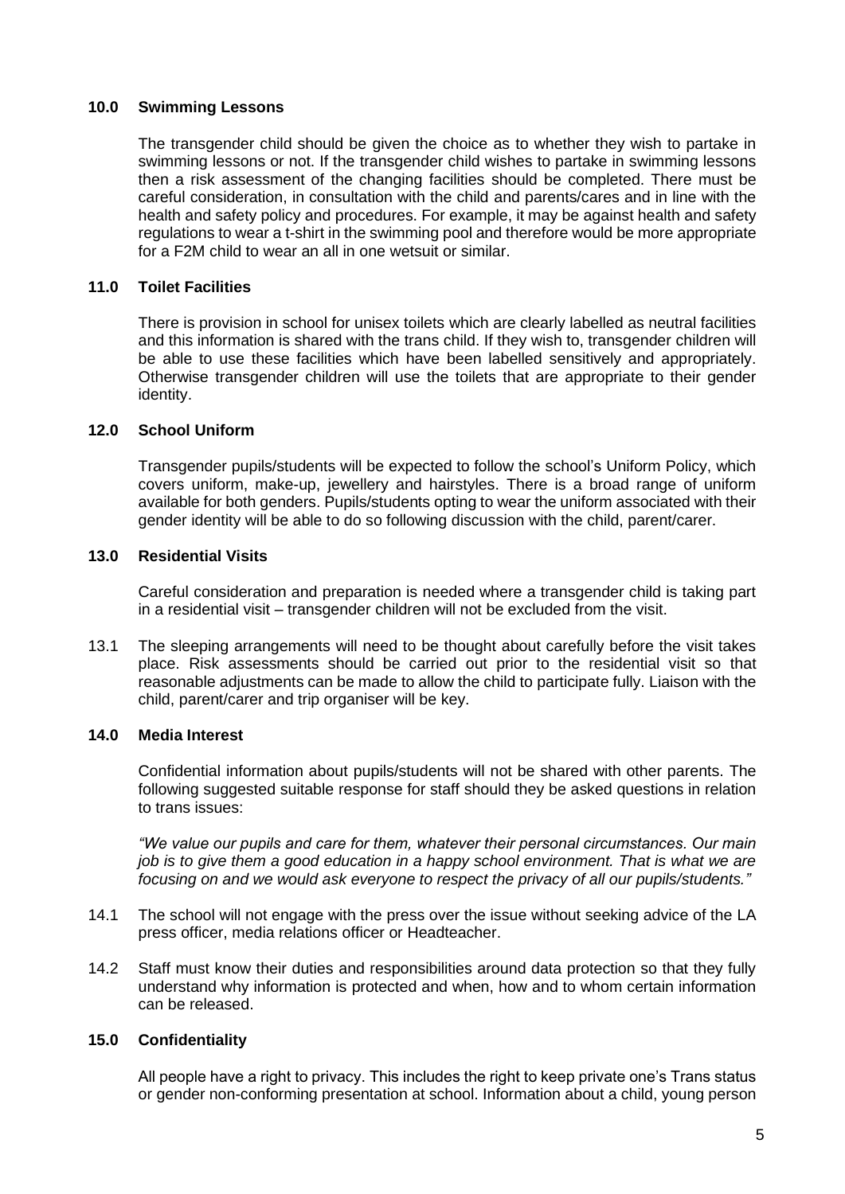## 10.0 Swimming Lessons

The transgender child should be given the choice as to whether they wish to partake in swimming lessons or not. If the transgender child wishes to partake in swimming lessons then a risk assessment of the changing facilities should be completed. There must be careful consideration, in consultation with the child and parents/cares and in line with the health and safety policy and procedures. For example, it may be against health and safety regulations to wear a t-shirt in the swimming pool and therefore would be more appropriate for a F2M child to wear an all in one wetsuit or similar.

## 11.0 Toilet Facilities

There is provision in school for unisex toilets which are clearly labelled as neutral facilities and this information is shared with the trans child. If they wish to, transgender children will be able to use these facilities which have been labelled sensitively and appropriately. Otherwise transgender children will use the toilets that are appropriate to their gender identity.

## 12.0 School Uniform

Transgender pupils/students will be expected to follow the school's Uniform Policy, which covers uniform, make-up, jewellery and hairstyles. There is a broad range of uniform available for both genders. Pupils/students opting to wear the uniform associated with their gender identity will be able to do so following discussion with the child, parent/carer.

## 13.0 Residential Visits

Careful consideration and preparation is needed where a transgender child is taking part in a residential visit – transgender children will not be excluded from the visit.

13.1 The sleeping arrangements will need to be thought about carefully before the visit takes place. Risk assessments should be carried out prior to the residential visit so that reasonable adjustments can be made to allow the child to participate fully. Liaison with the child, parent/carer and trip organiser will be key.

## 14.0 Media Interest

Confidential information about pupils/students will not be shared with other parents. The following suggested suitable response for staff should they be asked questions in relation to trans issues:

*"We value our pupils and care for them, whatever their personal circumstances. Our main job is to give them a good education in a happy school environment. That is what we are focusing on and we would ask everyone to respect the privacy of all our pupils/students."*

14.1 The school will not engage with the press over the issue without seeking advice of the LA press officer, media relations officer or Headteacher.

14.2 Staff must know their duties and responsibilities around data protection so that they fully understand why information is protected and when, how and to whom certain information can be released.

## 15.0 Confidentiality

All people have a right to privacy. This includes the right to keep private one's Trans status or gender non-conforming presentation at school. Information about a child, young person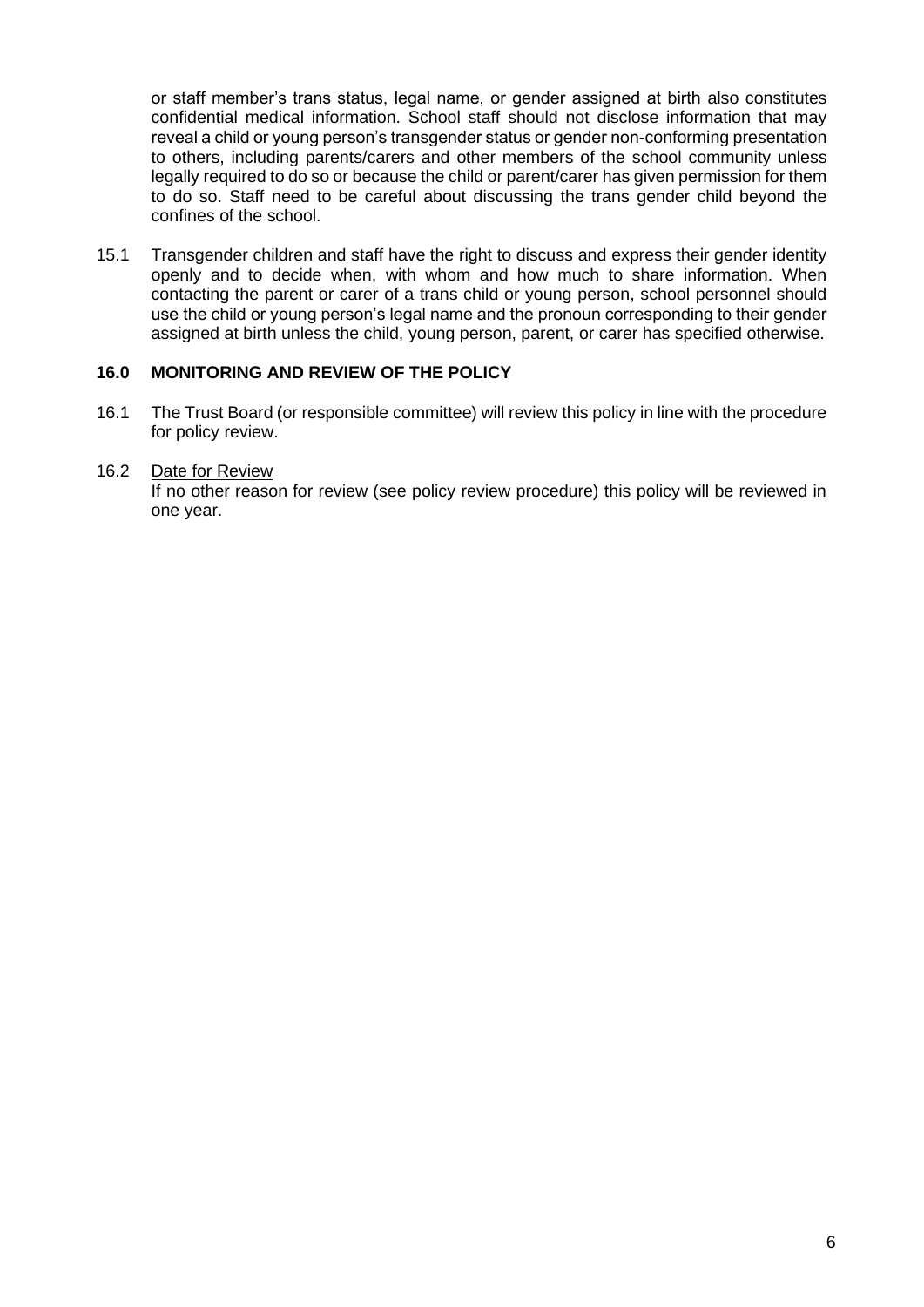or staff member's trans status, legal name, or gender assigned at birth also constitutes confidential medical information. School staff should not disclose information that may reveal a child or young person's transgender status or gender non-conforming presentation to others, including parents/carers and other members of the school community unless legally required to do so or because the child or parent/carer has given permission for them to do so. Staff need to be careful about discussing the trans gender child beyond the confines of the school.

15.1 Transgender children and staff have the right to discuss and express their gender identity openly and to decide when, with whom and how much to share information. When contacting the parent or carer of a trans child or young person, school personnel should use the child or young person's legal name and the pronoun corresponding to their gender assigned at birth unless the child, young person, parent, or carer has specified otherwise.

## 16.0 MONITORING AND REVIEW OF THE POLICY

16.1 The Trust Board (or responsible committee) will review this policy in line with the procedure for policy review.

16.2 Date for Review

If no other reason for review (see policy review procedure) this policy will be reviewed in one year.